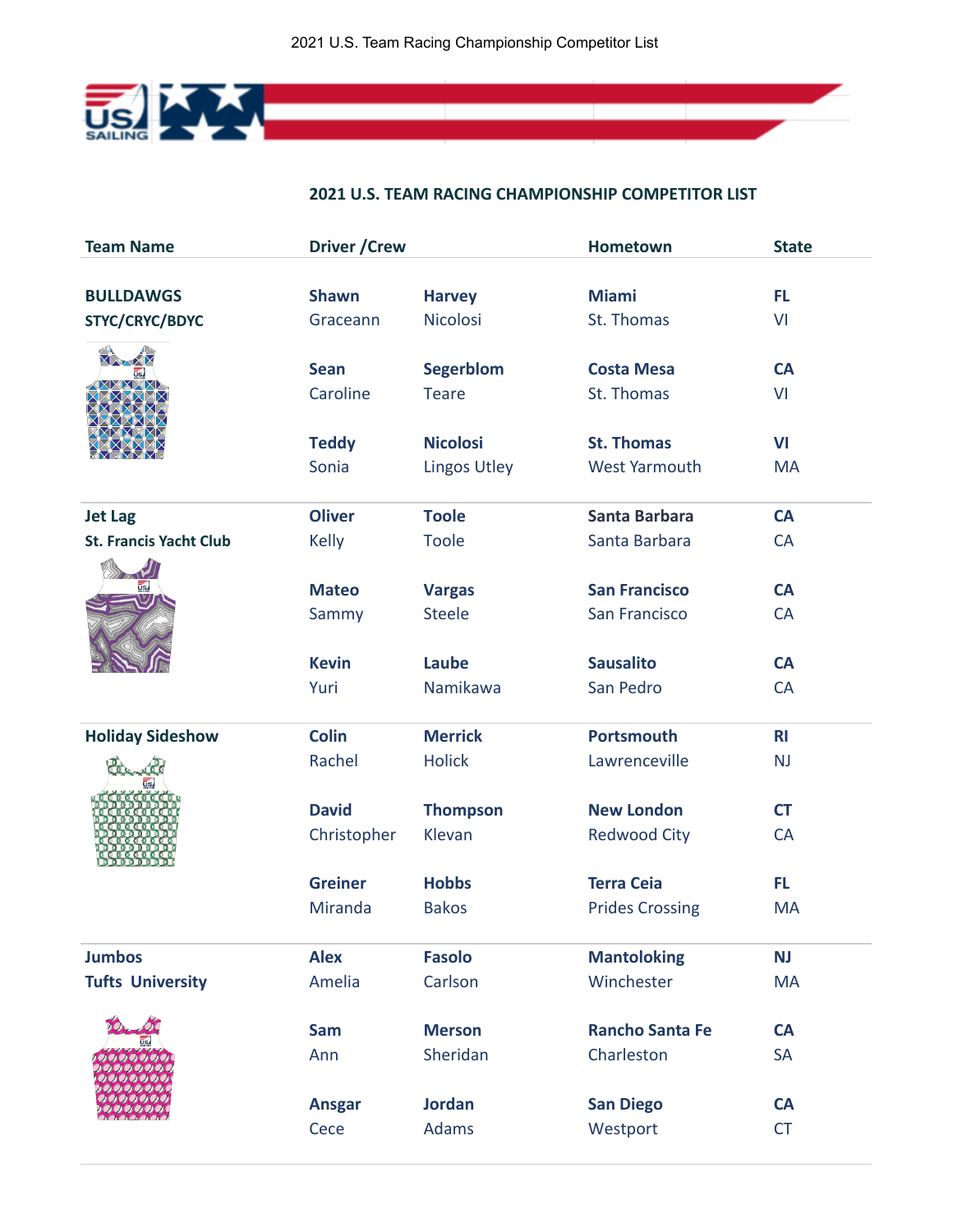# 2021 U.S. TEAM RACING CHAMPIONSHIP COMPETITOR LIST

| Team Name | Driver /Crew | | Hometown | State |
|---|---|---|---|---|
| **BULLDAWGS** | **Shawn** | **Harvey** | **Miami** | **FL** |
| **STYC/CRYC/BDYC** | Graceann | Nicolosi | St. Thomas | VI |
| | **Sean** | **Segerblom** | **Costa Mesa** | **CA** |
| | Caroline | Teare | St. Thomas | VI |
| | **Teddy** | **Nicolosi** | **St. Thomas** | **VI** |
| | Sonia | Lingos Utley | West Yarmouth | MA |
| **Jet Lag** | **Oliver** | **Toole** | **Santa Barbara** | **CA** |
| **St. Francis Yacht Club** | Kelly | Toole | Santa Barbara | CA |
| | **Mateo** | **Vargas** | **San Francisco** | **CA** |
| | Sammy | Steele | San Francisco | CA |
| | **Kevin** | **Laube** | **Sausalito** | **CA** |
| | Yuri | Namikawa | San Pedro | CA |
| **Holiday Sideshow** | **Colin** | **Merrick** | **Portsmouth** | **RI** |
| | Rachel | Holick | Lawrenceville | NJ |
| | **David** | **Thompson** | **New London** | **CT** |
| | Christopher | Klevan | Redwood City | CA |
| | **Greiner** | **Hobbs** | **Terra Ceia** | **FL** |
| | Miranda | Bakos | Prides Crossing | MA |
| **Jumbos** | **Alex** | **Fasolo** | **Mantoloking** | **NJ** |
| **Tufts University** | Amelia | Carlson | Winchester | MA |
| | **Sam** | **Merson** | **Rancho Santa Fe** | **CA** |
| | Ann | Sheridan | Charleston | SA |
| | **Ansgar** | **Jordan** | **San Diego** | **CA** |
| | Cece | Adams | Westport | CT |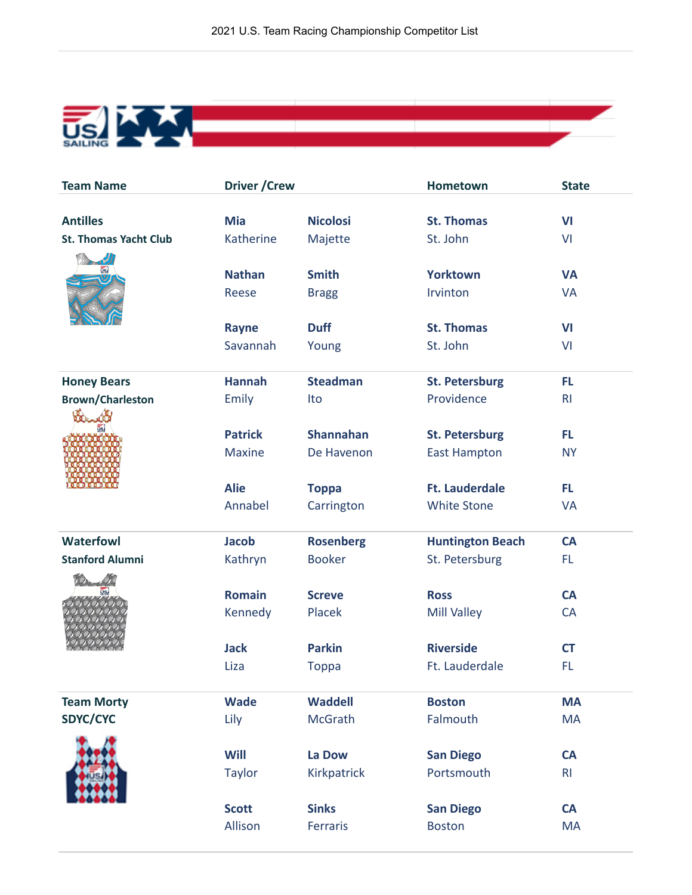| Team Name | Driver /Crew | | Hometown | State |
|---|---|---|---|---|
| **Antilles** | **Mia** | **Nicolosi** | **St. Thomas** | **VI** |
| **St. Thomas Yacht Club** | Katherine | Majette | St. John | VI |
| | **Nathan** | **Smith** | **Yorktown** | **VA** |
| | Reese | Bragg | Irvinton | VA |
| | **Rayne** | **Duff** | **St. Thomas** | **VI** |
| | Savannah | Young | St. John | VI |
| **Honey Bears** | **Hannah** | **Steadman** | **St. Petersburg** | **FL** |
| **Brown/Charleston** | Emily | Ito | Providence | RI |
| | **Patrick** | **Shannahan** | **St. Petersburg** | **FL** |
| | Maxine | De Havenon | East Hampton | NY |
| | **Alie** | **Toppa** | **Ft. Lauderdale** | **FL** |
| | Annabel | Carrington | White Stone | VA |
| **Waterfowl** | **Jacob** | **Rosenberg** | **Huntington Beach** | **CA** |
| **Stanford Alumni** | Kathryn | Booker | St. Petersburg | FL |
| | **Romain** | **Screve** | **Ross** | **CA** |
| | Kennedy | Placek | Mill Valley | CA |
| | **Jack** | **Parkin** | **Riverside** | **CT** |
| | Liza | Toppa | Ft. Lauderdale | FL |
| **Team Morty** | **Wade** | **Waddell** | **Boston** | **MA** |
| **SDYC/CYC** | Lily | McGrath | Falmouth | MA |
| | **Will** | **La Dow** | **San Diego** | **CA** |
| | Taylor | Kirkpatrick | Portsmouth | RI |
| | **Scott** | **Sinks** | **San Diego** | **CA** |
| | Allison | Ferraris | Boston | MA |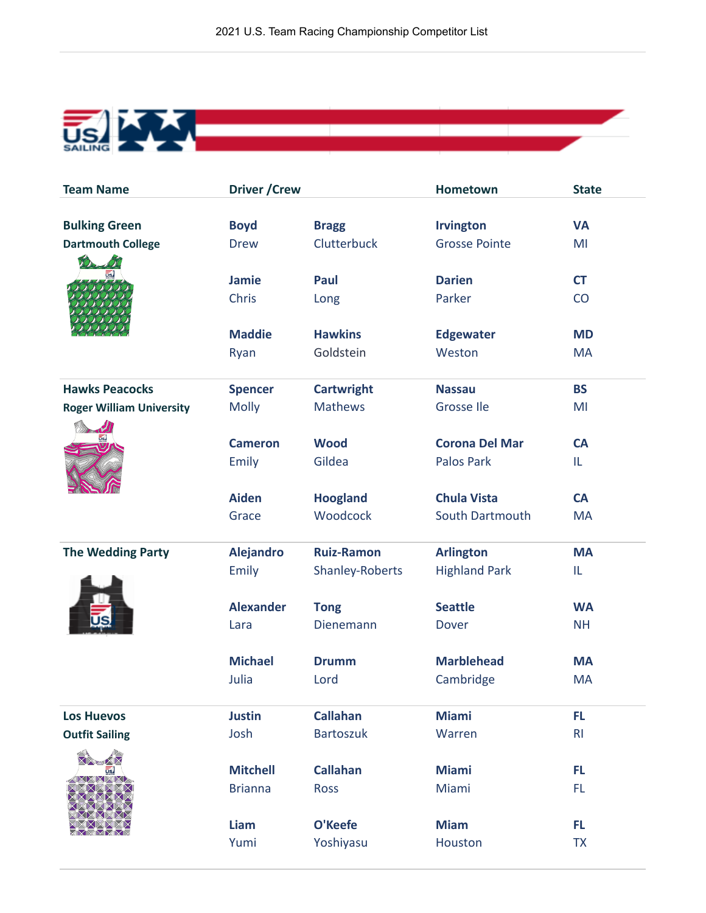| Team Name | Driver /Crew | | Hometown | State |
|---|---|---|---|---|
| **Bulking Green** | **Boyd** | **Bragg** | **Irvington** | **VA** |
| **Dartmouth College** | Drew | Clutterbuck | Grosse Pointe | MI |
| | **Jamie** | **Paul** | **Darien** | **CT** |
| | Chris | Long | Parker | CO |
| | **Maddie** | **Hawkins** | **Edgewater** | **MD** |
| | Ryan | Goldstein | Weston | MA |
| **Hawks Peacocks** | **Spencer** | **Cartwright** | **Nassau** | **BS** |
| **Roger William University** | Molly | Mathews | Grosse Ile | MI |
| | **Cameron** | **Wood** | **Corona Del Mar** | **CA** |
| | Emily | Gildea | Palos Park | IL |
| | **Aiden** | **Hoogland** | **Chula Vista** | **CA** |
| | Grace | Woodcock | South Dartmouth | MA |
| **The Wedding Party** | **Alejandro** | **Ruiz-Ramon** | **Arlington** | **MA** |
| | Emily | Shanley-Roberts | Highland Park | IL |
| | **Alexander** | **Tong** | **Seattle** | **WA** |
| | Lara | Dienemann | Dover | NH |
| | **Michael** | **Drumm** | **Marblehead** | **MA** |
| | Julia | Lord | Cambridge | MA |
| **Los Huevos** | **Justin** | **Callahan** | **Miami** | **FL** |
| **Outfit Sailing** | Josh | Bartoszuk | Warren | RI |
| | **Mitchell** | **Callahan** | **Miami** | **FL** |
| | Brianna | Ross | Miami | FL |
| | **Liam** | **O'Keefe** | **Miam** | **FL** |
| | Yumi | Yoshiyasu | Houston | TX |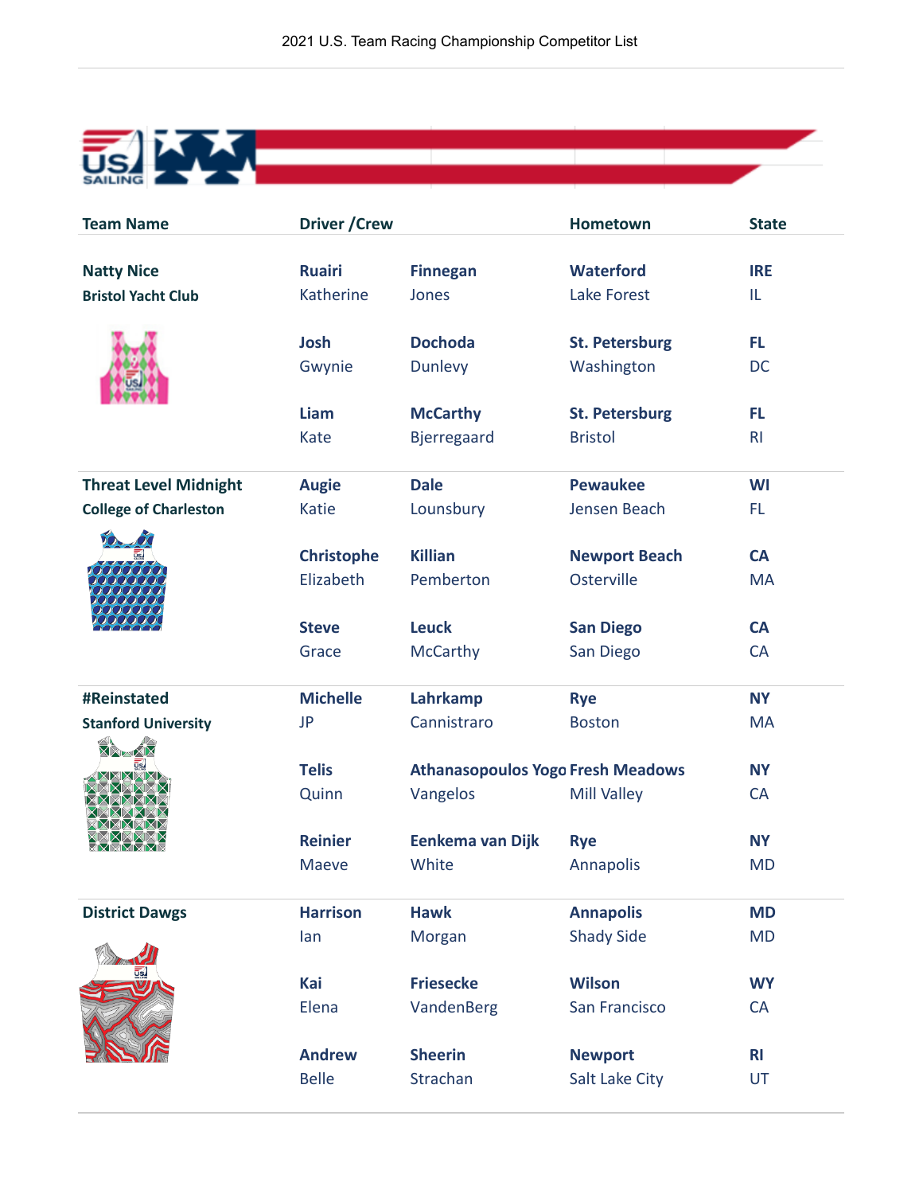| Team Name | Driver /Crew | | Hometown | State |
|---|---|---|---|---|
| **Natty Nice** | **Ruairi** | **Finnegan** | **Waterford** | **IRE** |
| **Bristol Yacht Club** | Katherine | Jones | Lake Forest | IL |
| | **Josh** | **Dochoda** | **St. Petersburg** | **FL** |
| | Gwynie | Dunlevy | Washington | DC |
| | **Liam** | **McCarthy** | **St. Petersburg** | **FL** |
| | Kate | Bjerregaard | Bristol | RI |
| **Threat Level Midnight** | **Augie** | **Dale** | **Pewaukee** | **WI** |
| **College of Charleston** | Katie | Lounsbury | Jensen Beach | FL |
| | **Christophe** | **Killian** | **Newport Beach** | **CA** |
| | Elizabeth | Pemberton | Osterville | MA |
| | **Steve** | **Leuck** | **San Diego** | **CA** |
| | Grace | McCarthy | San Diego | CA |
| **#Reinstated** | **Michelle** | **Lahrkamp** | **Rye** | **NY** |
| **Stanford University** | JP | Cannistraro | Boston | MA |
| | **Telis** | **Athanasopoulos Yogo** | **Fresh Meadows** | **NY** |
| | Quinn | Vangelos | Mill Valley | CA |
| | **Reinier** | **Eenkema van Dijk** | **Rye** | **NY** |
| | Maeve | White | Annapolis | MD |
| **District Dawgs** | **Harrison** | **Hawk** | **Annapolis** | **MD** |
| | Ian | Morgan | Shady Side | MD |
| | **Kai** | **Friesecke** | **Wilson** | **WY** |
| | Elena | VandenBerg | San Francisco | CA |
| | **Andrew** | **Sheerin** | **Newport** | **RI** |
| | Belle | Strachan | Salt Lake City | UT |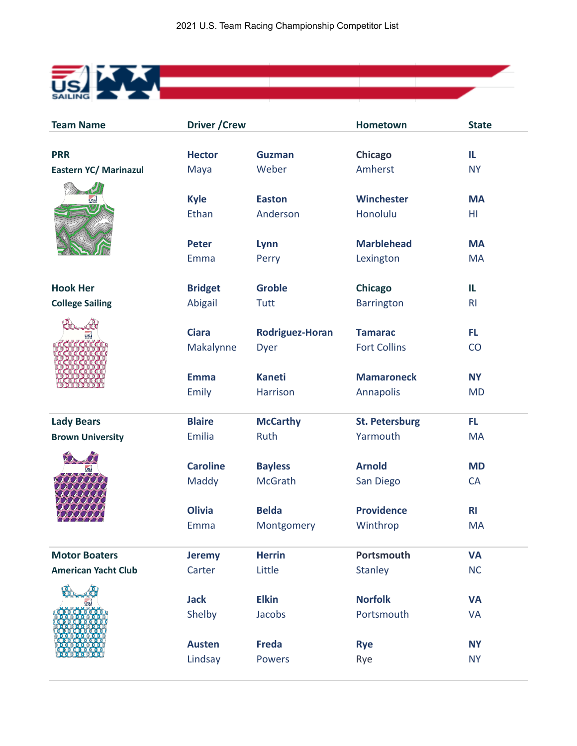2021 U.S. Team Racing Championship Competitor List

| Team Name | Driver /Crew | | Hometown | State |
|---|---|---|---|---|
| **PRR** | **Hector** | **Guzman** | **Chicago** | **IL** |
| **Eastern YC/ Marinazul** | Maya | Weber | Amherst | NY |
| | **Kyle** | **Easton** | **Winchester** | **MA** |
| | Ethan | Anderson | Honolulu | HI |
| | **Peter** | **Lynn** | **Marblehead** | **MA** |
| | Emma | Perry | Lexington | MA |
| **Hook Her** | **Bridget** | **Groble** | **Chicago** | **IL** |
| **College Sailing** | Abigail | Tutt | Barrington | RI |
| | **Ciara** | **Rodriguez-Horan** | **Tamarac** | **FL** |
| | Makalynne | Dyer | Fort Collins | CO |
| | **Emma** | **Kaneti** | **Mamaroneck** | **NY** |
| | Emily | Harrison | Annapolis | MD |
| **Lady Bears** | **Blaire** | **McCarthy** | **St. Petersburg** | **FL** |
| **Brown University** | Emilia | Ruth | Yarmouth | MA |
| | **Caroline** | **Bayless** | **Arnold** | **MD** |
| | Maddy | McGrath | San Diego | CA |
| | **Olivia** | **Belda** | **Providence** | **RI** |
| | Emma | Montgomery | Winthrop | MA |
| **Motor Boaters** | **Jeremy** | **Herrin** | **Portsmouth** | **VA** |
| **American Yacht Club** | Carter | Little | Stanley | NC |
| | **Jack** | **Elkin** | **Norfolk** | **VA** |
| | Shelby | Jacobs | Portsmouth | VA |
| | **Austen** | **Freda** | **Rye** | **NY** |
| | Lindsay | Powers | Rye | NY |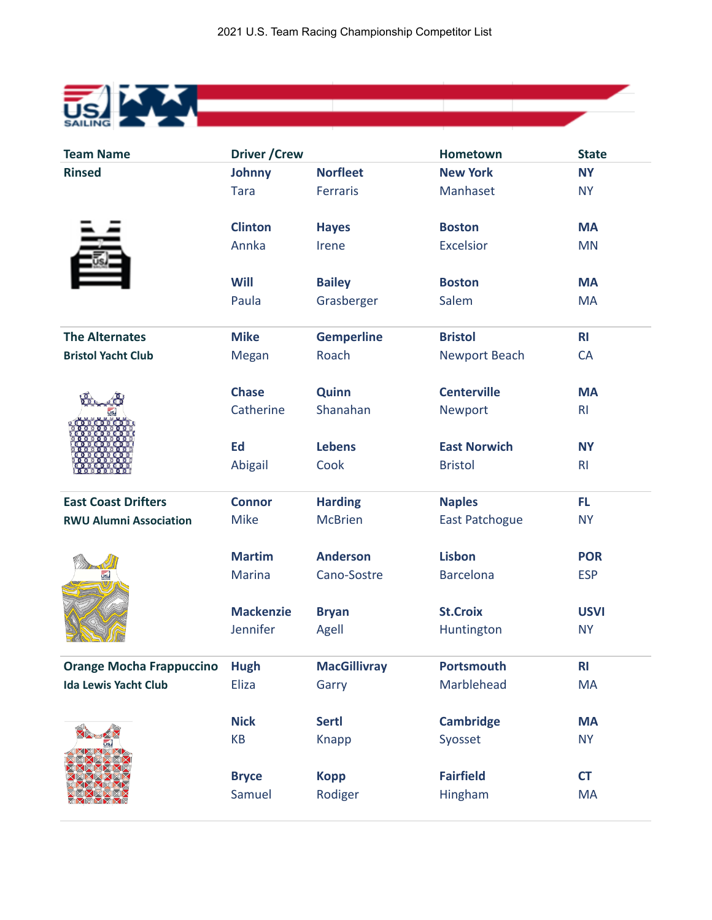2021 U.S. Team Racing Championship Competitor List

| Team Name | Driver /Crew | | Hometown | State |
|---|---|---|---|---|
| **Rinsed** | **Johnny** | **Norfleet** | **New York** | **NY** |
| | Tara | Ferraris | Manhaset | NY |
| | **Clinton** | **Hayes** | **Boston** | **MA** |
| | Annka | Irene | Excelsior | MN |
| | **Will** | **Bailey** | **Boston** | **MA** |
| | Paula | Grasberger | Salem | MA |
| **The Alternates** | **Mike** | **Gemperline** | **Bristol** | **RI** |
| **Bristol Yacht Club** | Megan | Roach | Newport Beach | CA |
| | **Chase** | **Quinn** | **Centerville** | **MA** |
| | Catherine | Shanahan | Newport | RI |
| | **Ed** | **Lebens** | **East Norwich** | **NY** |
| | Abigail | Cook | Bristol | RI |
| **East Coast Drifters** | **Connor** | **Harding** | **Naples** | **FL** |
| **RWU Alumni Association** | Mike | McBrien | East Patchogue | NY |
| | **Martim** | **Anderson** | **Lisbon** | **POR** |
| | Marina | Cano-Sostre | Barcelona | ESP |
| | **Mackenzie** | **Bryan** | **St.Croix** | **USVI** |
| | Jennifer | Agell | Huntington | NY |
| **Orange Mocha Frappuccino** | **Hugh** | **MacGillivray** | **Portsmouth** | **RI** |
| **Ida Lewis Yacht Club** | Eliza | Garry | Marblehead | MA |
| | **Nick** | **Sertl** | **Cambridge** | **MA** |
| | KB | Knapp | Syosset | NY |
| | **Bryce** | **Kopp** | **Fairfield** | **CT** |
| | Samuel | Rodiger | Hingham | MA |